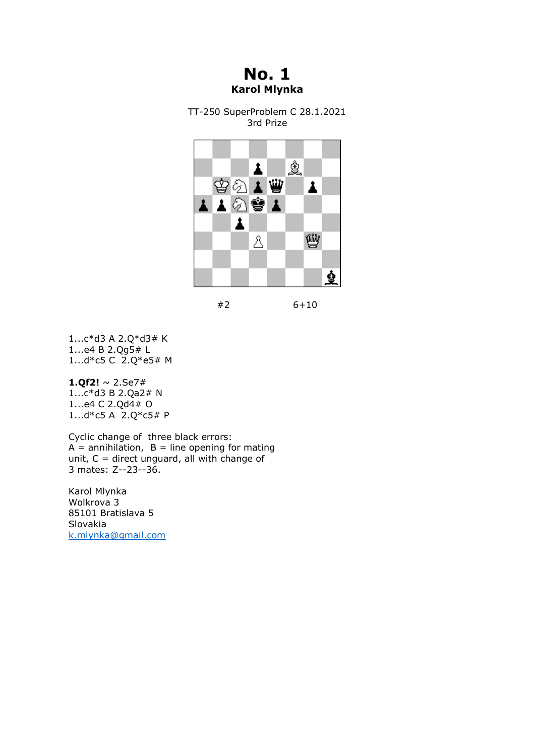# No. 1

**Karol Mlynka**

TT-250 SuperProblem C 28.1.2021
3rd Prize

#2 6+10

1...c*d3 A 2.Q*d3# K
1...e4 B 2.Qg5# L
1...d*c5 C 2.Q*e5# M

**1.Qf2!** ~ 2.Se7#
1...c*d3 B 2.Qa2# N
1...e4 C 2.Qd4# O
1...d*c5 A 2.Q*c5# P

Cyclic change of three black errors:
A = annihilation, B = line opening for mating unit, C = direct unguard, all with change of 3 mates: Z--23--36.

Karol Mlynka
Wolkrova 3
85101 Bratislava 5
Slovakia
k.mlynka@gmail.com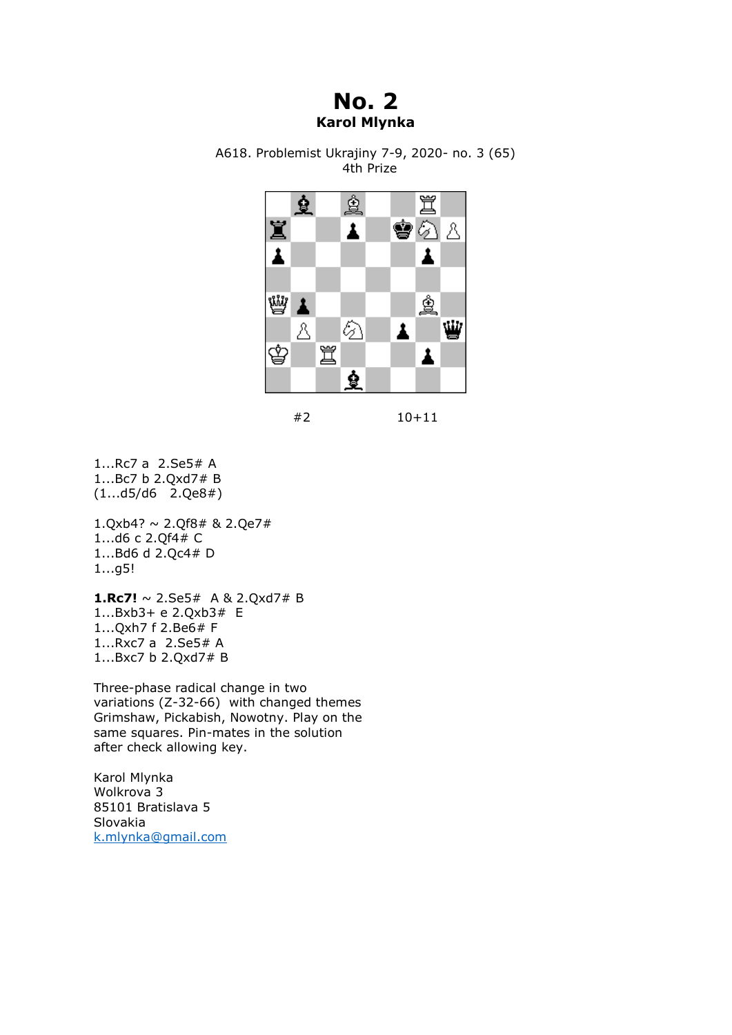# No. 2

**Karol Mlynka**

A618. Problemist Ukrajiny 7-9, 2020- no. 3 (65)
4th Prize

#2 10+11

1...Rc7 a 2.Se5# A
1...Bc7 b 2.Qxd7# B
(1...d5/d6 2.Qe8#)

1.Qxb4? ~ 2.Qf8# & 2.Qe7#
1...d6 c 2.Qf4# C
1...Bd6 d 2.Qc4# D
1...g5!

**1.Rc7!** ~ 2.Se5# A & 2.Qxd7# B
1...Bxb3+ e 2.Qxb3# E
1...Qxh7 f 2.Be6# F
1...Rxc7 a 2.Se5# A
1...Bxc7 b 2.Qxd7# B

Three-phase radical change in two variations (Z-32-66) with changed themes Grimshaw, Pickabish, Nowotny. Play on the same squares. Pin-mates in the solution after check allowing key.

Karol Mlynka
Wolkrova 3
85101 Bratislava 5
Slovakia
k.mlynka@gmail.com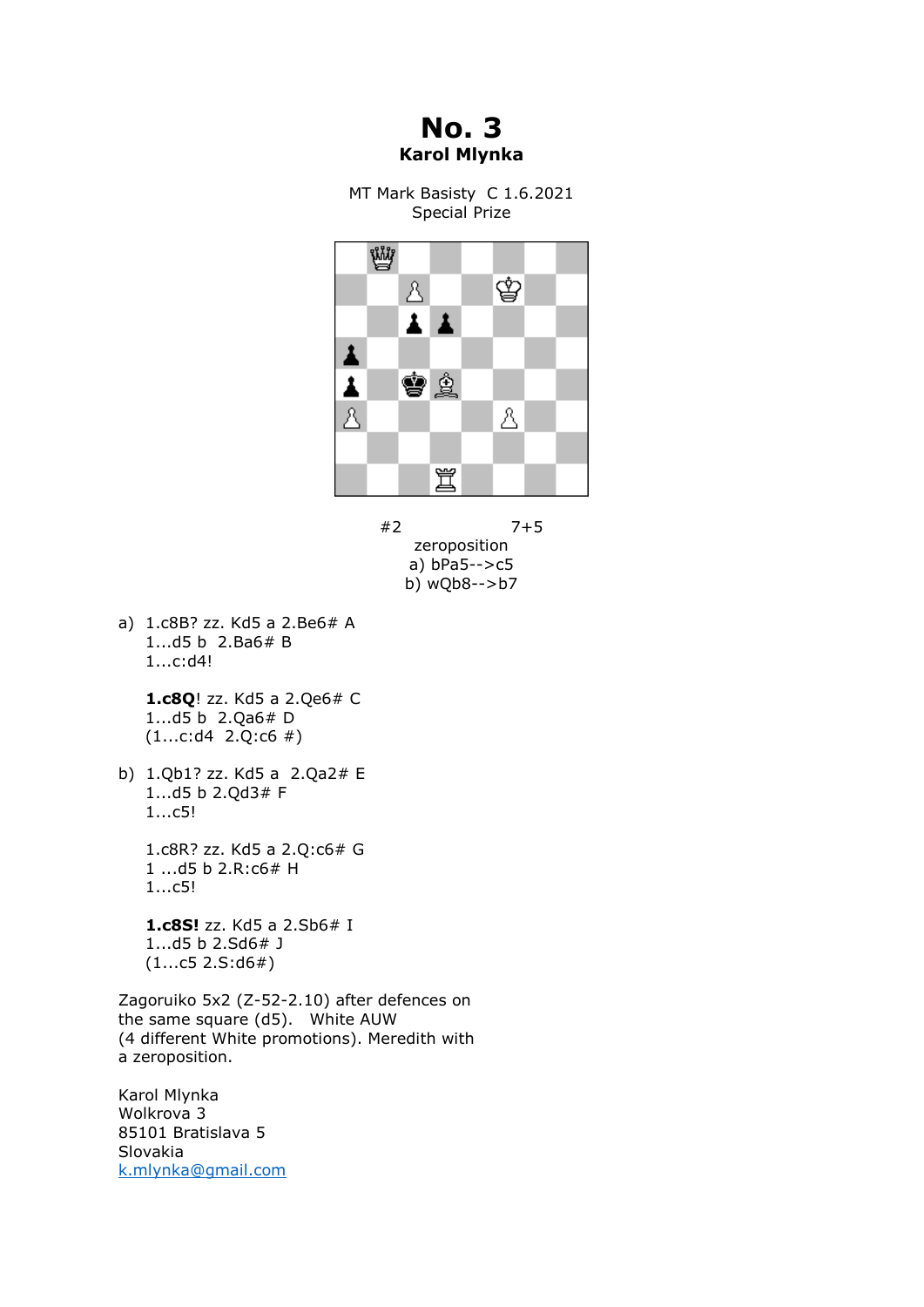# No. 3

**Karol Mlynka**

MT Mark Basisty C 1.6.2021

Special Prize

#2 7+5

zeroposition

a) bPa5-->c5

b) wQb8-->b7

a) 1.c8B? zz. Kd5 a 2.Be6# A
   1...d5 b 2.Ba6# B
   1...c:d4!

   **1.c8Q**! zz. Kd5 a 2.Qe6# C
   1...d5 b 2.Qa6# D
   (1...c:d4 2.Q:c6 #)

b) 1.Qb1? zz. Kd5 a 2.Qa2# E
   1...d5 b 2.Qd3# F
   1...c5!

   1.c8R? zz. Kd5 a 2.Q:c6# G
   1 ...d5 b 2.R:c6# H
   1...c5!

   **1.c8S!** zz. Kd5 a 2.Sb6# I
   1...d5 b 2.Sd6# J
   (1...c5 2.S:d6#)

Zagoruiko 5x2 (Z-52-2.10) after defences on the same square (d5). White AUW (4 different White promotions). Meredith with a zeroposition.

Karol Mlynka
Wolkrova 3
85101 Bratislava 5
Slovakia
k.mlynka@gmail.com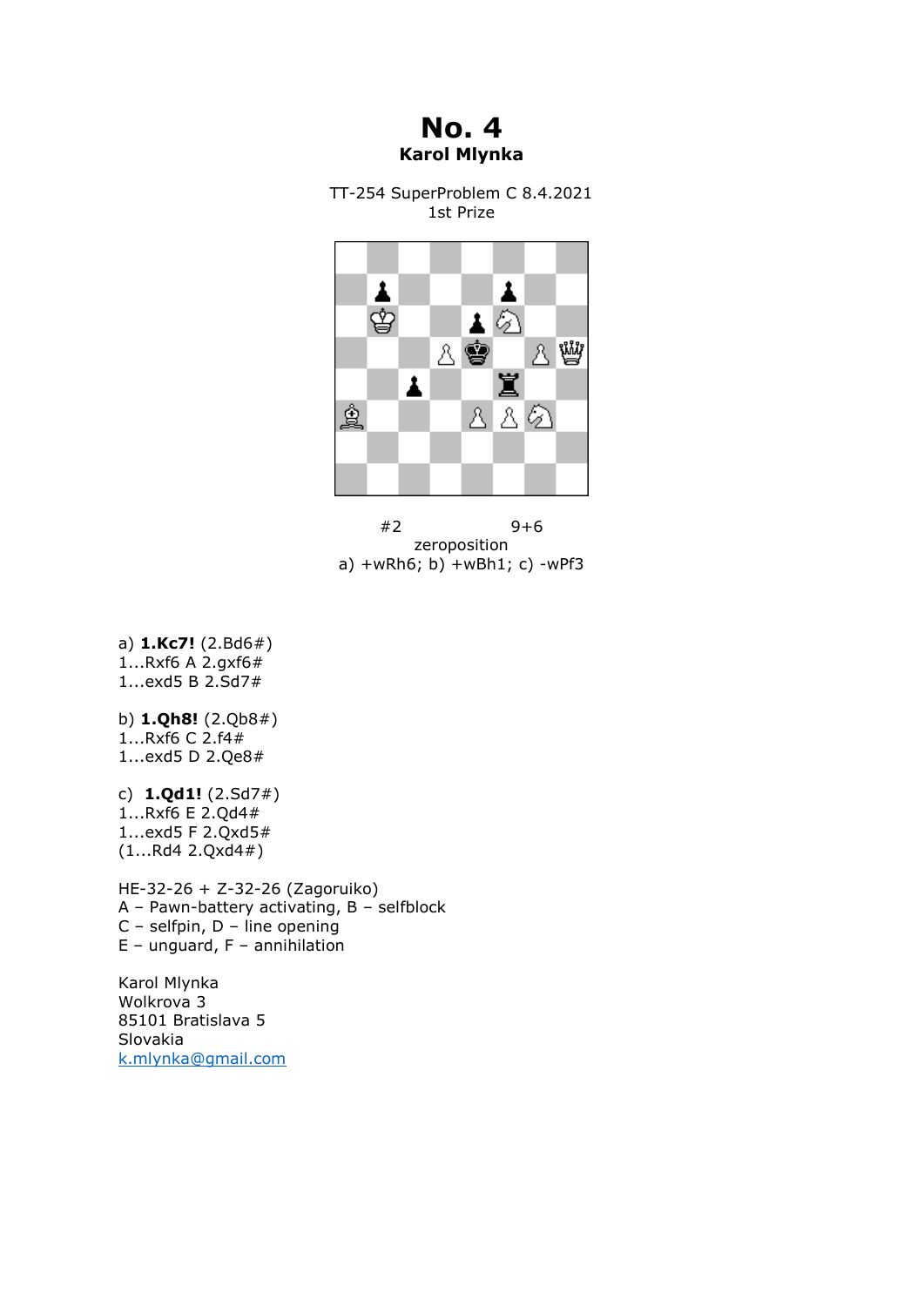# No. 4

**Karol Mlynka**

TT-254 SuperProblem C 8.4.2021
1st Prize

#2 9+6
zeroposition
a) +wRh6; b) +wBh1; c) -wPf3

a) **1.Kc7!** (2.Bd6#)
1...Rxf6 A 2.gxf6#
1...exd5 B 2.Sd7#

b) **1.Qh8!** (2.Qb8#)
1...Rxf6 C 2.f4#
1...exd5 D 2.Qe8#

c) **1.Qd1!** (2.Sd7#)
1...Rxf6 E 2.Qd4#
1...exd5 F 2.Qxd5#
(1...Rd4 2.Qxd4#)

HE-32-26 + Z-32-26 (Zagoruiko)
A – Pawn-battery activating, B – selfblock
C – selfpin, D – line opening
E – unguard, F – annihilation

Karol Mlynka
Wolkrova 3
85101 Bratislava 5
Slovakia
k.mlynka@gmail.com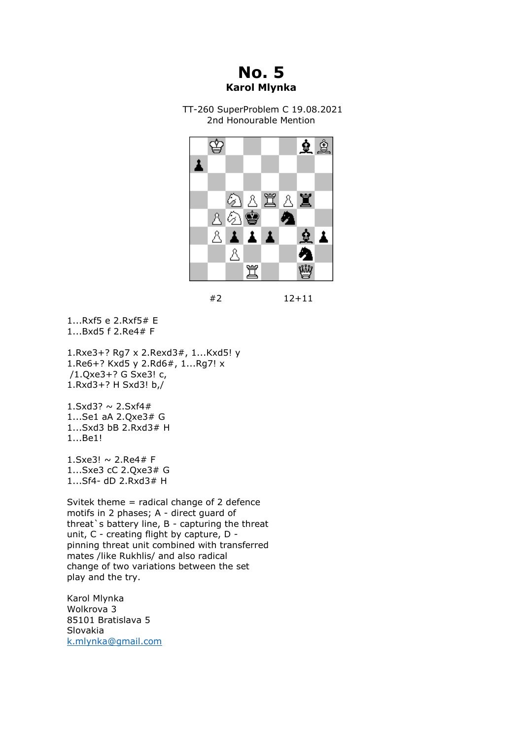# No. 5

**Karol Mlynka**

TT-260 SuperProblem C 19.08.2021
2nd Honourable Mention

#2 12+11

1...Rxf5 e 2.Rxf5# E
1...Bxd5 f 2.Re4# F

1.Rxe3+? Rg7 x 2.Rexd3#, 1...Kxd5! y
1.Re6+? Kxd5 y 2.Rd6#, 1...Rg7! x
/1.Qxe3+? G Sxe3! c,
1.Rxd3+? H Sxd3! b,/

1.Sxd3? ~ 2.Sxf4#
1...Se1 aA 2.Qxe3# G
1...Sxd3 bB 2.Rxd3# H
1...Be1!

1.Sxe3! ~ 2.Re4# F
1...Sxe3 cC 2.Qxe3# G
1...Sf4- dD 2.Rxd3# H

Svitek theme = radical change of 2 defence motifs in 2 phases; A - direct guard of threat`s battery line, B - capturing the threat unit, C - creating flight by capture, D - pinning threat unit combined with transferred mates /like Rukhlis/ and also radical change of two variations between the set play and the try.

Karol Mlynka
Wolkrova 3
85101 Bratislava 5
Slovakia
k.mlynka@gmail.com